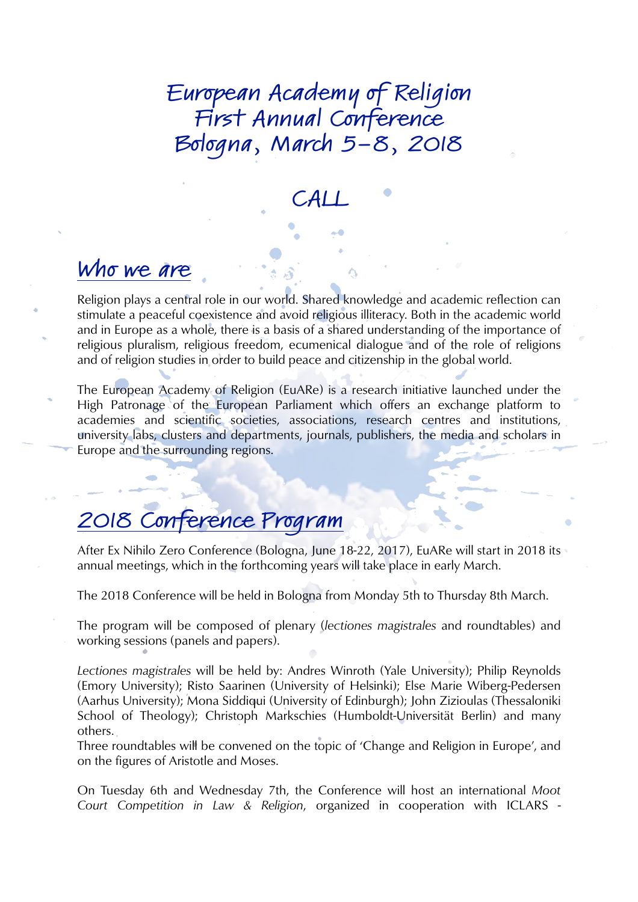# European Academy of Religion
# First Annual Conference
# Bologna, March 5-8, 2018

## CALL

## Who we are

Religion plays a central role in our world. Shared knowledge and academic reflection can stimulate a peaceful coexistence and avoid religious illiteracy. Both in the academic world and in Europe as a whole, there is a basis of a shared understanding of the importance of religious pluralism, religious freedom, ecumenical dialogue and of the role of religions and of religion studies in order to build peace and citizenship in the global world.

The European Academy of Religion (EuARe) is a research initiative launched under the High Patronage of the European Parliament which offers an exchange platform to academies and scientific societies, associations, research centres and institutions, university labs, clusters and departments, journals, publishers, the media and scholars in Europe and the surrounding regions.

## 2018 Conference Program

After Ex Nihilo Zero Conference (Bologna, June 18-22, 2017), EuARe will start in 2018 its annual meetings, which in the forthcoming years will take place in early March.

The 2018 Conference will be held in Bologna from Monday 5th to Thursday 8th March.

The program will be composed of plenary (*lectiones magistrales* and roundtables) and working sessions (panels and papers).

*Lectiones magistrales* will be held by: Andres Winroth (Yale University); Philip Reynolds (Emory University); Risto Saarinen (University of Helsinki); Else Marie Wiberg-Pedersen (Aarhus University); Mona Siddiqui (University of Edinburgh); John Zizioulas (Thessaloniki School of Theology); Christoph Markschies (Humboldt-Universität Berlin) and many others.
Three roundtables will be convened on the topic of 'Change and Religion in Europe', and on the figures of Aristotle and Moses.

On Tuesday 6th and Wednesday 7th, the Conference will host an international *Moot Court Competition in Law & Religion*, organized in cooperation with ICLARS -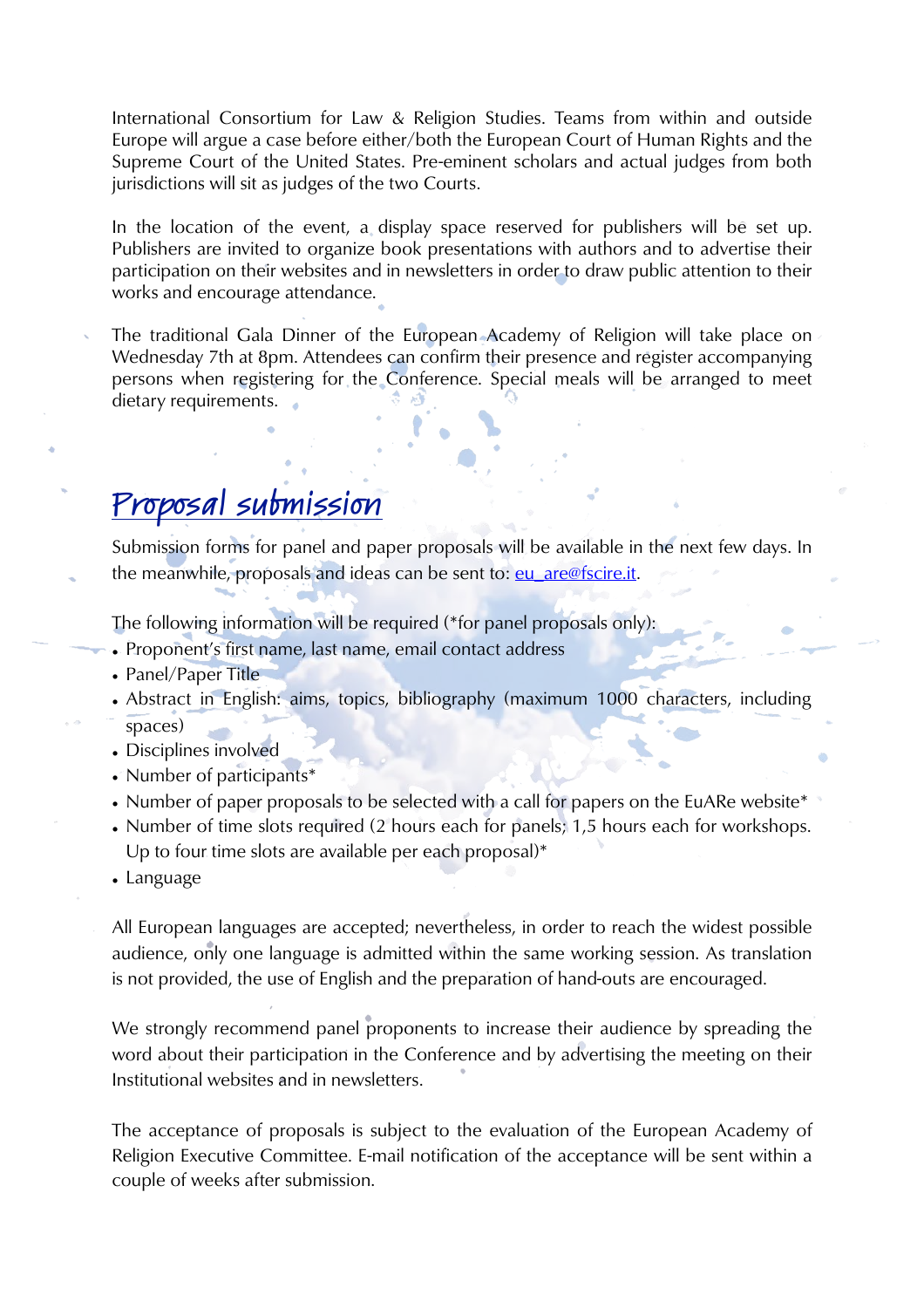International Consortium for Law & Religion Studies. Teams from within and outside Europe will argue a case before either/both the European Court of Human Rights and the Supreme Court of the United States. Pre-eminent scholars and actual judges from both jurisdictions will sit as judges of the two Courts.

In the location of the event, a display space reserved for publishers will be set up. Publishers are invited to organize book presentations with authors and to advertise their participation on their websites and in newsletters in order to draw public attention to their works and encourage attendance.

The traditional Gala Dinner of the European Academy of Religion will take place on Wednesday 7th at 8pm. Attendees can confirm their presence and register accompanying persons when registering for the Conference. Special meals will be arranged to meet dietary requirements.

## Proposal submission

Submission forms for panel and paper proposals will be available in the next few days. In the meanwhile, proposals and ideas can be sent to: eu_are@fscire.it.

The following information will be required (*for panel proposals only):

- Proponent's first name, last name, email contact address
- Panel/Paper Title
- Abstract in English: aims, topics, bibliography (maximum 1000 characters, including spaces)
- Disciplines involved
- Number of participants*
- Number of paper proposals to be selected with a call for papers on the EuARe website*
- Number of time slots required (2 hours each for panels; 1,5 hours each for workshops. Up to four time slots are available per each proposal)*
- Language

All European languages are accepted; nevertheless, in order to reach the widest possible audience, only one language is admitted within the same working session. As translation is not provided, the use of English and the preparation of hand-outs are encouraged.

We strongly recommend panel proponents to increase their audience by spreading the word about their participation in the Conference and by advertising the meeting on their Institutional websites and in newsletters.

The acceptance of proposals is subject to the evaluation of the European Academy of Religion Executive Committee. E-mail notification of the acceptance will be sent within a couple of weeks after submission.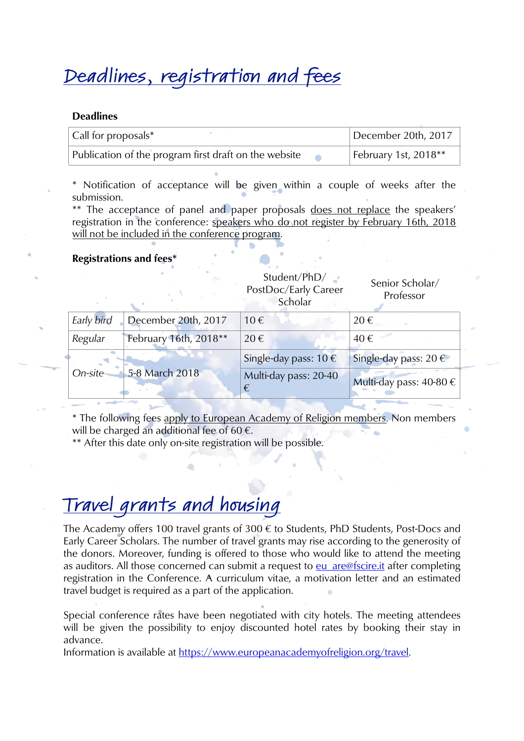# Deadlines, registration and fees

**Deadlines**

| Call for proposals* | December 20th, 2017 |
|---|---|
| Publication of the program first draft on the website | February 1st, 2018** |

\* Notification of acceptance will be given within a couple of weeks after the submission.
** The acceptance of panel and paper proposals does not replace the speakers' registration in the conference: speakers who do not register by February 16th, 2018 will not be included in the conference program.

**Registrations and fees***

| | | Student/PhD/ PostDoc/Early Career Scholar | Senior Scholar/ Professor |
|---|---|---|---|
| *Early bird* | December 20th, 2017 | 10 € | 20 € |
| *Regular* | February 16th, 2018** | 20 € | 40 € |
| *On-site* | 5-8 March 2018 | Single-day pass: 10 € | Single-day pass: 20 € |
| | | Multi-day pass: 20-40 € | Multi-day pass: 40-80 € |

\* The following fees apply to European Academy of Religion members. Non members will be charged an additional fee of 60 €.
** After this date only on-site registration will be possible.

# Travel grants and housing

The Academy offers 100 travel grants of 300 € to Students, PhD Students, Post-Docs and Early Career Scholars. The number of travel grants may rise according to the generosity of the donors. Moreover, funding is offered to those who would like to attend the meeting as auditors. All those concerned can submit a request to eu_are@fscire.it after completing registration in the Conference. A curriculum vitae, a motivation letter and an estimated travel budget is required as a part of the application.

Special conference rates have been negotiated with city hotels. The meeting attendees will be given the possibility to enjoy discounted hotel rates by booking their stay in advance.
Information is available at https://www.europeanacademyofreligion.org/travel.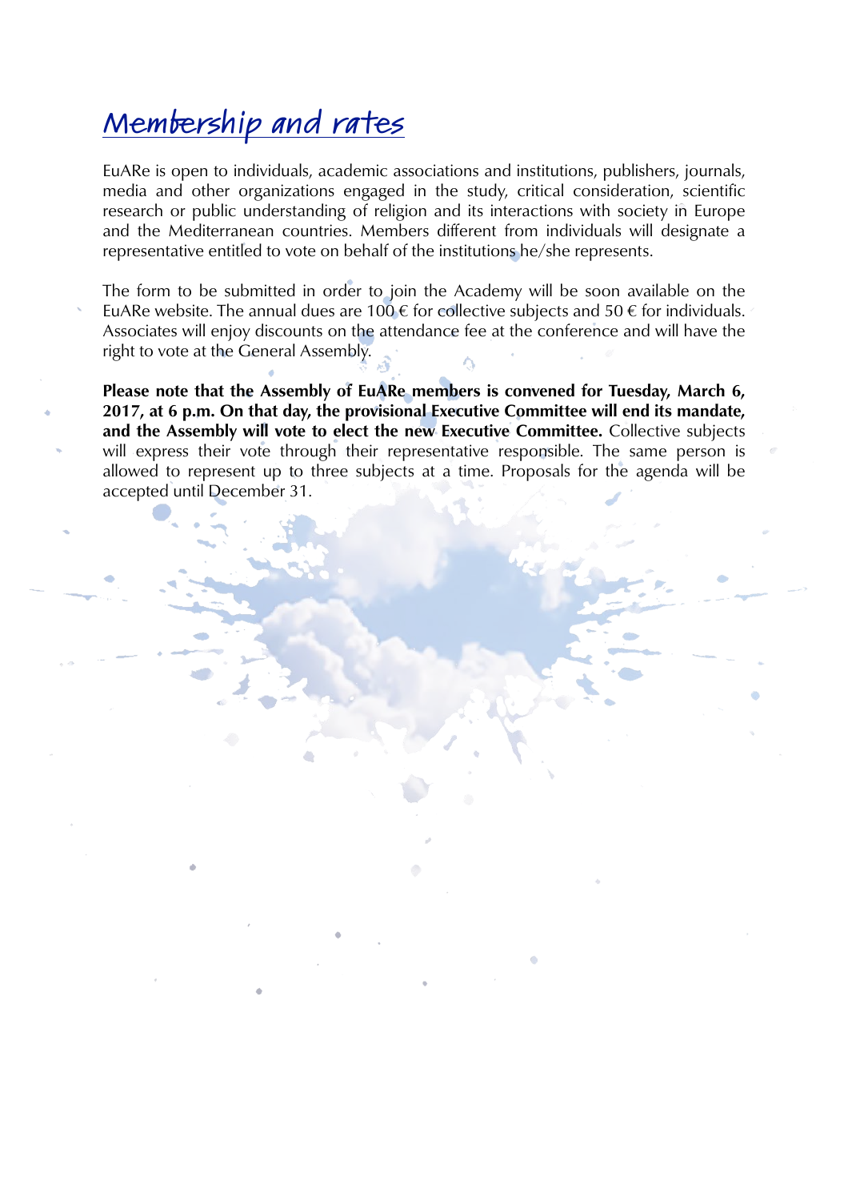# Membership and rates

EuARe is open to individuals, academic associations and institutions, publishers, journals, media and other organizations engaged in the study, critical consideration, scientific research or public understanding of religion and its interactions with society in Europe and the Mediterranean countries. Members different from individuals will designate a representative entitled to vote on behalf of the institutions he/she represents.

The form to be submitted in order to join the Academy will be soon available on the EuARe website. The annual dues are 100 € for collective subjects and 50 € for individuals. Associates will enjoy discounts on the attendance fee at the conference and will have the right to vote at the General Assembly.

**Please note that the Assembly of EuARe members is convened for Tuesday, March 6, 2017, at 6 p.m. On that day, the provisional Executive Committee will end its mandate, and the Assembly will vote to elect the new Executive Committee.** Collective subjects will express their vote through their representative responsible. The same person is allowed to represent up to three subjects at a time. Proposals for the agenda will be accepted until December 31.